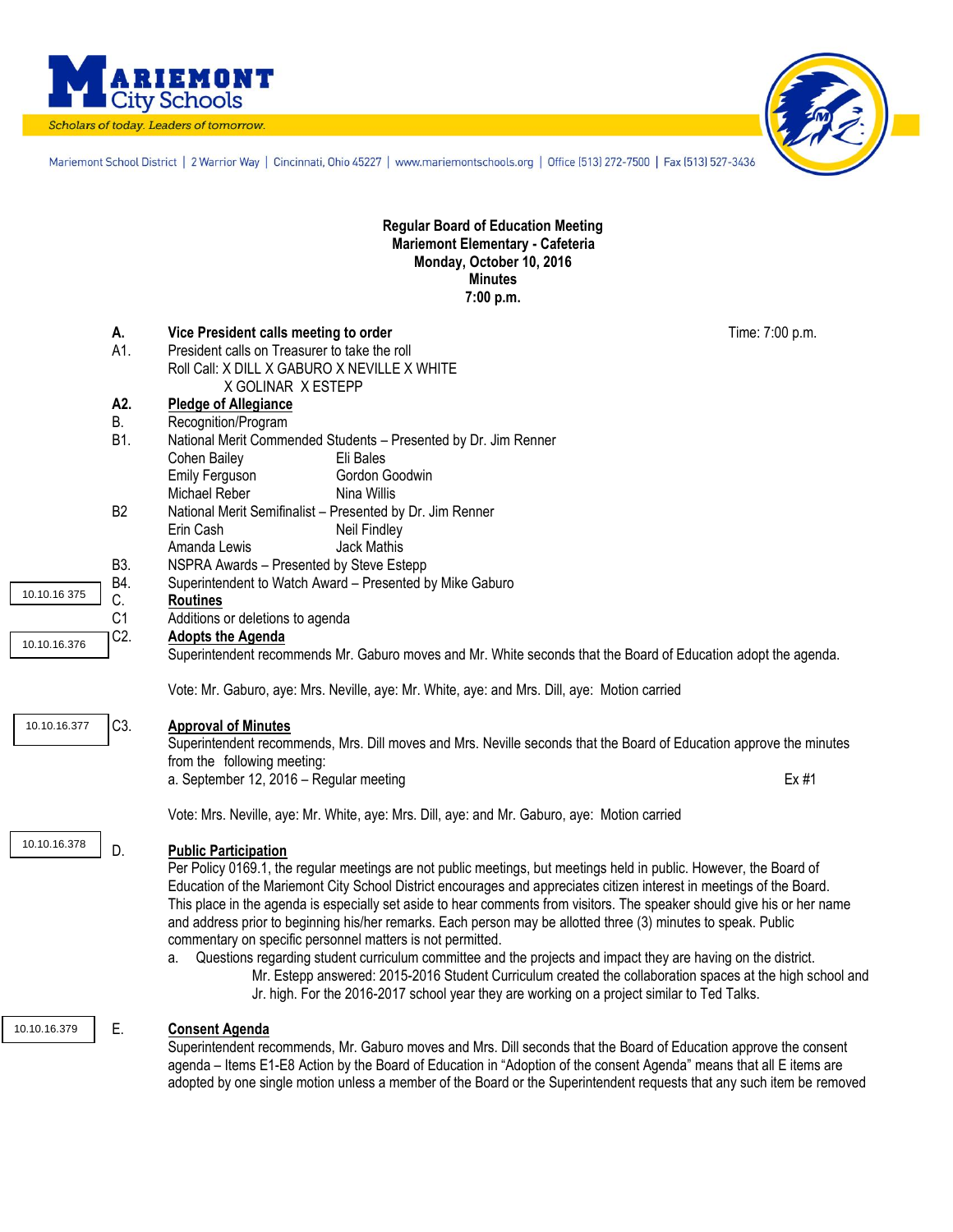**Mariemont City Schools**

*Scholars of today. Leaders of tomorrow.*

Mariemont School District | 2 Warrior Way | Cincinnati, Ohio 45227 | www.mariemontschools.org | Office (513) 272-7500 | Fax (513) 527-3436

**Regular Board of Education Meeting**
**Mariemont Elementary - Cafeteria**
**Monday, October 10, 2016**
**Minutes**
**7:00 p.m.**

**A. Vice President calls meeting to order** — Time: 7:00 p.m.

A1. President calls on Treasurer to take the roll
Roll Call: X DILL X GABURO X NEVILLE X WHITE
X GOLINAR X ESTEPP

**A2. Pledge of Allegiance**

B. Recognition/Program

B1. National Merit Commended Students – Presented by Dr. Jim Renner

| | |
|---|---|
| Cohen Bailey | Eli Bales |
| Emily Ferguson | Gordon Goodwin |
| Michael Reber | Nina Willis |

B2 National Merit Semifinalist – Presented by Dr. Jim Renner

| | |
|---|---|
| Erin Cash | Neil Findley |
| Amanda Lewis | Jack Mathis |

B3. NSPRA Awards – Presented by Steve Estepp

B4. Superintendent to Watch Award – Presented by Mike Gaburo

10.10.16 375 — C. **Routines**

C1 Additions or deletions to agenda

10.10.16.376 — C2. **Adopts the Agenda**

Superintendent recommends Mr. Gaburo moves and Mr. White seconds that the Board of Education adopt the agenda.

Vote: Mr. Gaburo, aye: Mrs. Neville, aye: Mr. White, aye: and Mrs. Dill, aye: Motion carried

10.10.16.377 — C3. **Approval of Minutes**

Superintendent recommends, Mrs. Dill moves and Mrs. Neville seconds that the Board of Education approve the minutes from the following meeting:

a. September 12, 2016 – Regular meeting — Ex #1

Vote: Mrs. Neville, aye: Mr. White, aye: Mrs. Dill, aye: and Mr. Gaburo, aye: Motion carried

10.10.16.378 — D. **Public Participation**

Per Policy 0169.1, the regular meetings are not public meetings, but meetings held in public. However, the Board of Education of the Mariemont City School District encourages and appreciates citizen interest in meetings of the Board. This place in the agenda is especially set aside to hear comments from visitors. The speaker should give his or her name and address prior to beginning his/her remarks. Each person may be allotted three (3) minutes to speak. Public commentary on specific personnel matters is not permitted.

a. Questions regarding student curriculum committee and the projects and impact they are having on the district.
Mr. Estepp answered: 2015-2016 Student Curriculum created the collaboration spaces at the high school and Jr. high. For the 2016-2017 school year they are working on a project similar to Ted Talks.

10.10.16.379 — E. **Consent Agenda**

Superintendent recommends, Mr. Gaburo moves and Mrs. Dill seconds that the Board of Education approve the consent agenda – Items E1-E8 Action by the Board of Education in "Adoption of the consent Agenda" means that all E items are adopted by one single motion unless a member of the Board or the Superintendent requests that any such item be removed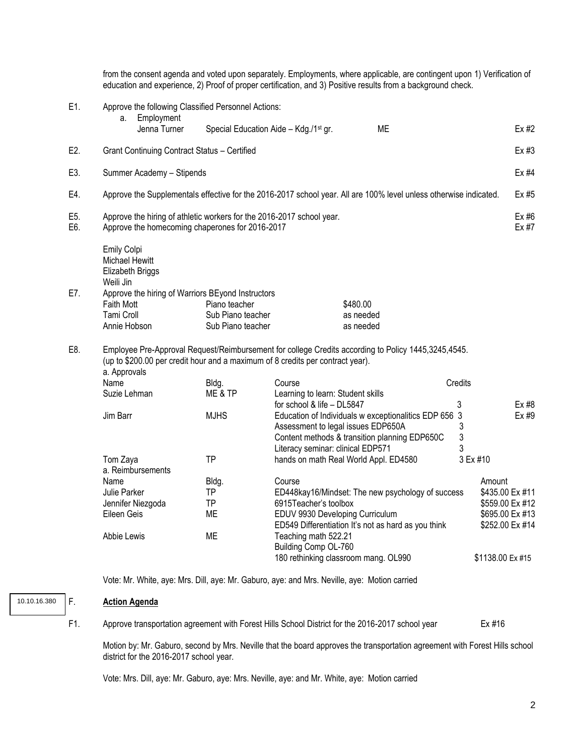from the consent agenda and voted upon separately. Employments, where applicable, are contingent upon 1) Verification of education and experience, 2) Proof of proper certification, and 3) Positive results from a background check.

E1. Approve the following Classified Personnel Actions:

a. Employment

| | | | |
|---|---|---|---|
| Jenna Turner | Special Education Aide – Kdg./1st gr. | ME | Ex #2 |

E2. Grant Continuing Contract Status – Certified — Ex #3

E3. Summer Academy – Stipends — Ex #4

E4. Approve the Supplementals effective for the 2016-2017 school year. All are 100% level unless otherwise indicated. — Ex #5

E5. Approve the hiring of athletic workers for the 2016-2017 school year. — Ex #6

E6. Approve the homecoming chaperones for 2016-2017 — Ex #7

Emily Colpi
Michael Hewitt
Elizabeth Briggs
Weili Jin

E7. Approve the hiring of Warriors BEyond Instructors

| | | |
|---|---|---|
| Faith Mott | Piano teacher | $480.00 |
| Tami Croll | Sub Piano teacher | as needed |
| Annie Hobson | Sub Piano teacher | as needed |

E8. Employee Pre-Approval Request/Reimbursement for college Credits according to Policy 1445,3245,4545. (up to $200.00 per credit hour and a maximum of 8 credits per contract year).

a. Approvals

| Name | Bldg. | Course | Credits | |
|---|---|---|---|---|
| Suzie Lehman | ME & TP | Learning to learn: Student skills for school & life – DL5847 | 3 | Ex #8 |
| Jim Barr | MJHS | Education of Individuals w exceptionalities EDP 656 | 3 | Ex #9 |
| | | Assessment to legal issues EDP650A | 3 | |
| | | Content methods & transition planning EDP650C | 3 | |
| | | Literacy seminar: clinical EDP571 | 3 | |
| Tom Zaya | TP | hands on math Real World Appl. ED4580 | 3 | Ex #10 |

a. Reimbursements

| Name | Bldg. | Course | Amount | |
|---|---|---|---|---|
| Julie Parker | TP | ED448kay16/Mindset: The new psychology of success | $435.00 | Ex #11 |
| Jennifer Niezgoda | TP | 6915Teacher's toolbox | $559.00 | Ex #12 |
| Eileen Geis | ME | EDUV 9930 Developing Curriculum | $695.00 | Ex #13 |
| | | ED549 Differentiation It's not as hard as you think | $252.00 | Ex #14 |
| Abbie Lewis | ME | Teaching math 522.21 | | |
| | | Building Comp OL-760 | | |
| | | 180 rethinking classroom mang. OL990 | $1138.00 | Ex #15 |

Vote: Mr. White, aye: Mrs. Dill, aye: Mr. Gaburo, aye: and Mrs. Neville, aye: Motion carried

10.10.16.380

## F. Action Agenda

F1. Approve transportation agreement with Forest Hills School District for the 2016-2017 school year — Ex #16

Motion by: Mr. Gaburo, second by Mrs. Neville that the board approves the transportation agreement with Forest Hills school district for the 2016-2017 school year.

Vote: Mrs. Dill, aye: Mr. Gaburo, aye: Mrs. Neville, aye: and Mr. White, aye: Motion carried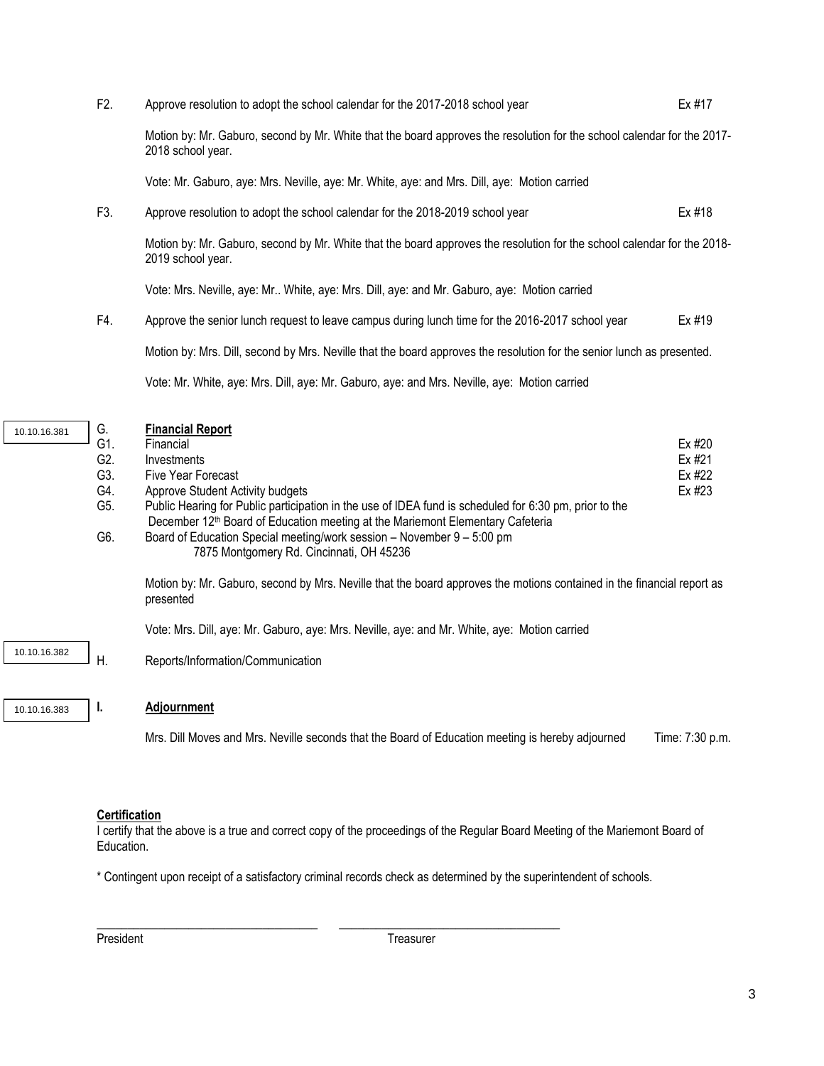F2. Approve resolution to adopt the school calendar for the 2017-2018 school year Ex #17

Motion by: Mr. Gaburo, second by Mr. White that the board approves the resolution for the school calendar for the 2017-2018 school year.

Vote: Mr. Gaburo, aye: Mrs. Neville, aye: Mr. White, aye: and Mrs. Dill, aye: Motion carried

F3. Approve resolution to adopt the school calendar for the 2018-2019 school year Ex #18

Motion by: Mr. Gaburo, second by Mr. White that the board approves the resolution for the school calendar for the 2018-2019 school year.

Vote: Mrs. Neville, aye: Mr.. White, aye: Mrs. Dill, aye: and Mr. Gaburo, aye: Motion carried

F4. Approve the senior lunch request to leave campus during lunch time for the 2016-2017 school year Ex #19

Motion by: Mrs. Dill, second by Mrs. Neville that the board approves the resolution for the senior lunch as presented.

Vote: Mr. White, aye: Mrs. Dill, aye: Mr. Gaburo, aye: and Mrs. Neville, aye: Motion carried

10.10.16.381

G. **Financial Report**

G1. Financial Ex #20
G2. Investments Ex #21
G3. Five Year Forecast Ex #22
G4. Approve Student Activity budgets Ex #23
G5. Public Hearing for Public participation in the use of IDEA fund is scheduled for 6:30 pm, prior to the December 12th Board of Education meeting at the Mariemont Elementary Cafeteria
G6. Board of Education Special meeting/work session – November 9 – 5:00 pm
7875 Montgomery Rd. Cincinnati, OH 45236

Motion by: Mr. Gaburo, second by Mrs. Neville that the board approves the motions contained in the financial report as presented

Vote: Mrs. Dill, aye: Mr. Gaburo, aye: Mrs. Neville, aye: and Mr. White, aye: Motion carried

10.10.16.382

H. Reports/Information/Communication

10.10.16.383

**I. Adjournment**

Mrs. Dill Moves and Mrs. Neville seconds that the Board of Education meeting is hereby adjourned Time: 7:30 p.m.

**Certification**

I certify that the above is a true and correct copy of the proceedings of the Regular Board Meeting of the Mariemont Board of Education.

* Contingent upon receipt of a satisfactory criminal records check as determined by the superintendent of schools.

\_\_\_\_\_\_\_\_\_\_\_\_\_\_\_\_\_\_\_\_\_\_\_\_\_\_\_\_\_\_\_\_\_\_\_\_ \_\_\_\_\_\_\_\_\_\_\_\_\_\_\_\_\_\_\_\_\_\_\_\_\_\_\_\_\_\_\_\_\_\_\_\_

President Treasurer